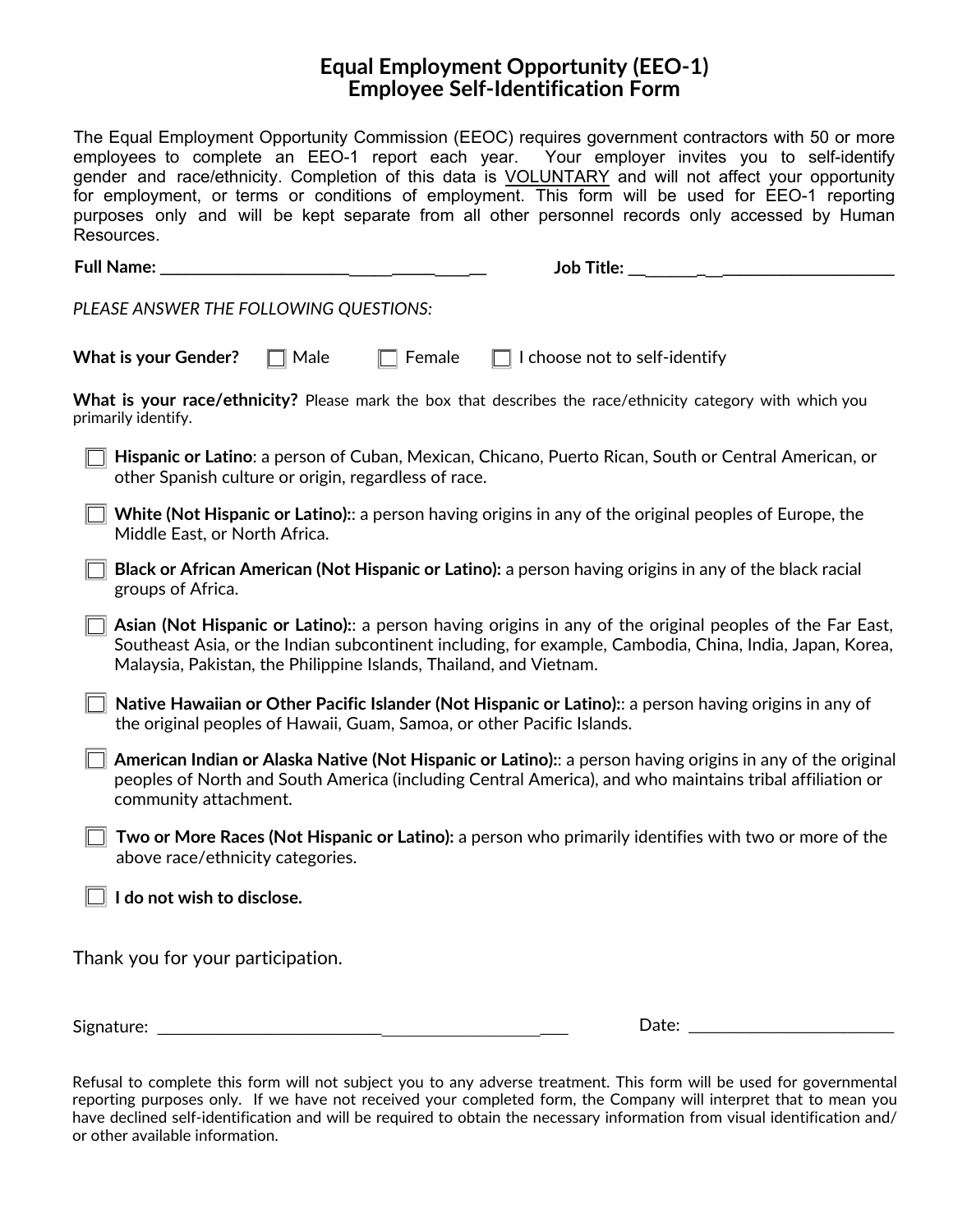# Equal Employment Opportunity (EEO-1)
# Employee Self-Identification Form

The Equal Employment Opportunity Commission (EEOC) requires government contractors with 50 or more employees to complete an EEO-1 report each year. Your employer invites you to self-identify gender and race/ethnicity. Completion of this data is VOLUNTARY and will not affect your opportunity for employment, or terms or conditions of employment. This form will be used for EEO-1 reporting purposes only and will be kept separate from all other personnel records only accessed by Human Resources.

**Full Name:** ________________________________________ **Job Title:** ________________________________________

*PLEASE ANSWER THE FOLLOWING QUESTIONS:*

**What is your Gender?** ☐ Male ☐ Female ☐ I choose not to self-identify

**What is your race/ethnicity?** Please mark the box that describes the race/ethnicity category with which you primarily identify.

☐ **Hispanic or Latino**: a person of Cuban, Mexican, Chicano, Puerto Rican, South or Central American, or other Spanish culture or origin, regardless of race.

☐ **White (Not Hispanic or Latino):**: a person having origins in any of the original peoples of Europe, the Middle East, or North Africa.

☐ **Black or African American (Not Hispanic or Latino):** a person having origins in any of the black racial groups of Africa.

☐ **Asian (Not Hispanic or Latino):**: a person having origins in any of the original peoples of the Far East, Southeast Asia, or the Indian subcontinent including, for example, Cambodia, China, India, Japan, Korea, Malaysia, Pakistan, the Philippine Islands, Thailand, and Vietnam.

☐ **Native Hawaiian or Other Pacific Islander (Not Hispanic or Latino):**: a person having origins in any of the original peoples of Hawaii, Guam, Samoa, or other Pacific Islands.

☐ **American Indian or Alaska Native (Not Hispanic or Latino):**: a person having origins in any of the original peoples of North and South America (including Central America), and who maintains tribal affiliation or community attachment.

☐ **Two or More Races (Not Hispanic or Latino):** a person who primarily identifies with two or more of the above race/ethnicity categories.

☐ **I do not wish to disclose.**

Thank you for your participation.

Signature: ________________________________________ Date: ________________________

Refusal to complete this form will not subject you to any adverse treatment. This form will be used for governmental reporting purposes only. If we have not received your completed form, the Company will interpret that to mean you have declined self-identification and will be required to obtain the necessary information from visual identification and/or other available information.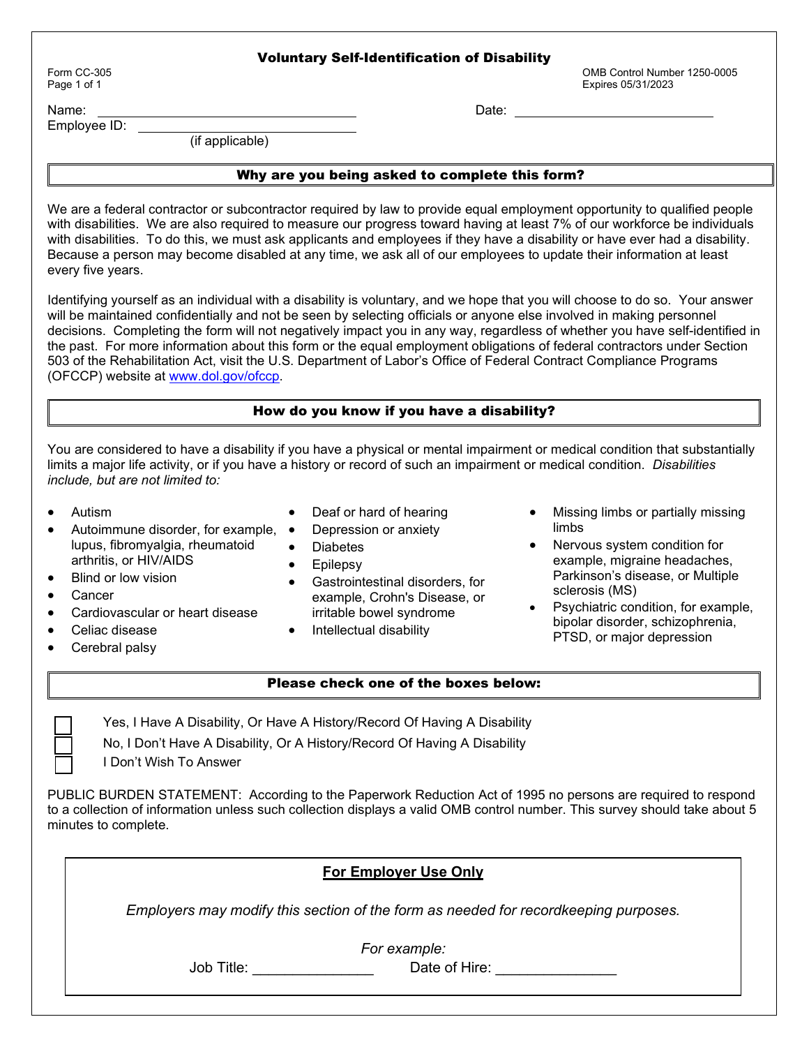# Voluntary Self-Identification of Disability

Form CC-305
Page 1 of 1

OMB Control Number 1250-0005
Expires 05/31/2023

Name: ______________________________ Date: ______________________________

Employee ID: ______________________________
(if applicable)

## Why are you being asked to complete this form?

We are a federal contractor or subcontractor required by law to provide equal employment opportunity to qualified people with disabilities. We are also required to measure our progress toward having at least 7% of our workforce be individuals with disabilities. To do this, we must ask applicants and employees if they have a disability or have ever had a disability. Because a person may become disabled at any time, we ask all of our employees to update their information at least every five years.

Identifying yourself as an individual with a disability is voluntary, and we hope that you will choose to do so. Your answer will be maintained confidentially and not be seen by selecting officials or anyone else involved in making personnel decisions. Completing the form will not negatively impact you in any way, regardless of whether you have self-identified in the past. For more information about this form or the equal employment obligations of federal contractors under Section 503 of the Rehabilitation Act, visit the U.S. Department of Labor's Office of Federal Contract Compliance Programs (OFCCP) website at www.dol.gov/ofccp.

## How do you know if you have a disability?

You are considered to have a disability if you have a physical or mental impairment or medical condition that substantially limits a major life activity, or if you have a history or record of such an impairment or medical condition. *Disabilities include, but are not limited to:*

- Autism
- Autoimmune disorder, for example, lupus, fibromyalgia, rheumatoid arthritis, or HIV/AIDS
- Blind or low vision
- Cancer
- Cardiovascular or heart disease
- Celiac disease
- Cerebral palsy
- Deaf or hard of hearing
- Depression or anxiety
- Diabetes
- Epilepsy
- Gastrointestinal disorders, for example, Crohn's Disease, or irritable bowel syndrome
- Intellectual disability
- Missing limbs or partially missing limbs
- Nervous system condition for example, migraine headaches, Parkinson's disease, or Multiple sclerosis (MS)
- Psychiatric condition, for example, bipolar disorder, schizophrenia, PTSD, or major depression

## Please check one of the boxes below:

☐ Yes, I Have A Disability, Or Have A History/Record Of Having A Disability

☐ No, I Don't Have A Disability, Or A History/Record Of Having A Disability

☐ I Don't Wish To Answer

PUBLIC BURDEN STATEMENT: According to the Paperwork Reduction Act of 1995 no persons are required to respond to a collection of information unless such collection displays a valid OMB control number. This survey should take about 5 minutes to complete.

**For Employer Use Only**

*Employers may modify this section of the form as needed for recordkeeping purposes.*

*For example:*

Job Title: _______________ Date of Hire: _______________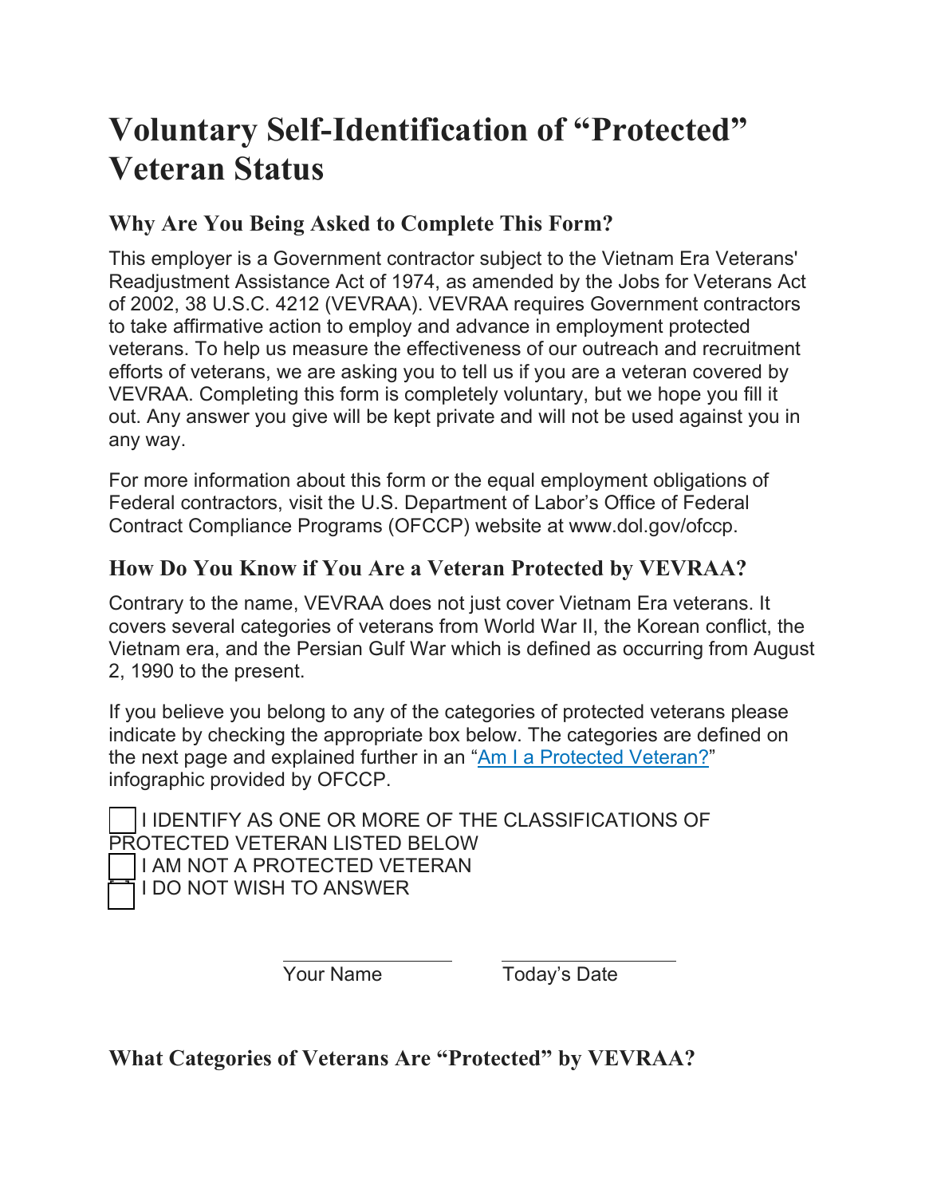# Voluntary Self-Identification of "Protected" Veteran Status

## Why Are You Being Asked to Complete This Form?

This employer is a Government contractor subject to the Vietnam Era Veterans' Readjustment Assistance Act of 1974, as amended by the Jobs for Veterans Act of 2002, 38 U.S.C. 4212 (VEVRAA). VEVRAA requires Government contractors to take affirmative action to employ and advance in employment protected veterans. To help us measure the effectiveness of our outreach and recruitment efforts of veterans, we are asking you to tell us if you are a veteran covered by VEVRAA. Completing this form is completely voluntary, but we hope you fill it out. Any answer you give will be kept private and will not be used against you in any way.

For more information about this form or the equal employment obligations of Federal contractors, visit the U.S. Department of Labor's Office of Federal Contract Compliance Programs (OFCCP) website at www.dol.gov/ofccp.

## How Do You Know if You Are a Veteran Protected by VEVRAA?

Contrary to the name, VEVRAA does not just cover Vietnam Era veterans. It covers several categories of veterans from World War II, the Korean conflict, the Vietnam era, and the Persian Gulf War which is defined as occurring from August 2, 1990 to the present.

If you believe you belong to any of the categories of protected veterans please indicate by checking the appropriate box below. The categories are defined on the next page and explained further in an "Am I a Protected Veteran?" infographic provided by OFCCP.

☐ I IDENTIFY AS ONE OR MORE OF THE CLASSIFICATIONS OF PROTECTED VETERAN LISTED BELOW

☐ I AM NOT A PROTECTED VETERAN

☐ I DO NOT WISH TO ANSWER

Your Name ____________ Today's Date ____________

## What Categories of Veterans Are "Protected" by VEVRAA?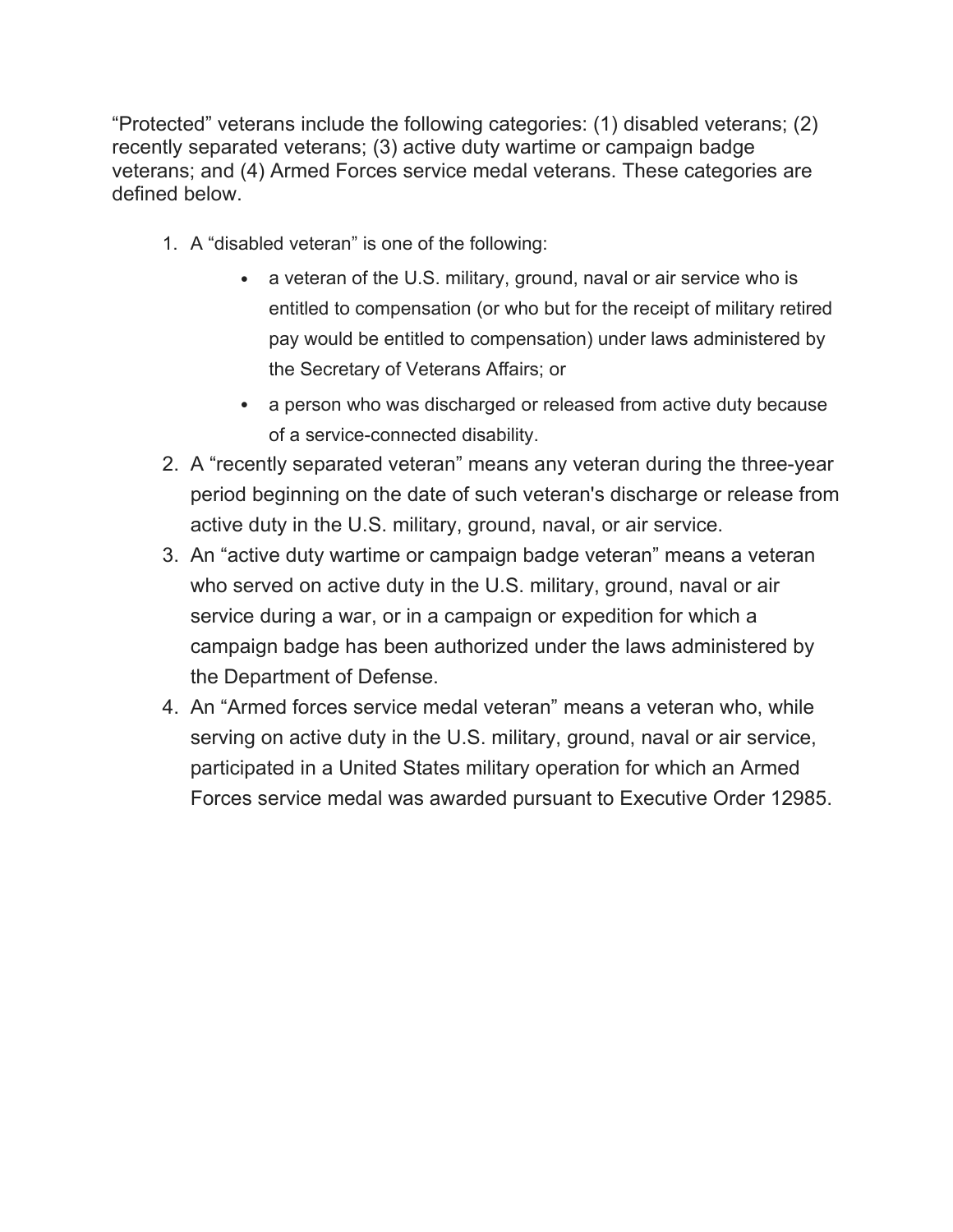“Protected” veterans include the following categories: (1) disabled veterans; (2) recently separated veterans; (3) active duty wartime or campaign badge veterans; and (4) Armed Forces service medal veterans. These categories are defined below.

1. A “disabled veteran” is one of the following:
   - a veteran of the U.S. military, ground, naval or air service who is entitled to compensation (or who but for the receipt of military retired pay would be entitled to compensation) under laws administered by the Secretary of Veterans Affairs; or
   - a person who was discharged or released from active duty because of a service-connected disability.
2. A “recently separated veteran” means any veteran during the three-year period beginning on the date of such veteran's discharge or release from active duty in the U.S. military, ground, naval, or air service.
3. An “active duty wartime or campaign badge veteran” means a veteran who served on active duty in the U.S. military, ground, naval or air service during a war, or in a campaign or expedition for which a campaign badge has been authorized under the laws administered by the Department of Defense.
4. An “Armed forces service medal veteran” means a veteran who, while serving on active duty in the U.S. military, ground, naval or air service, participated in a United States military operation for which an Armed Forces service medal was awarded pursuant to Executive Order 12985.